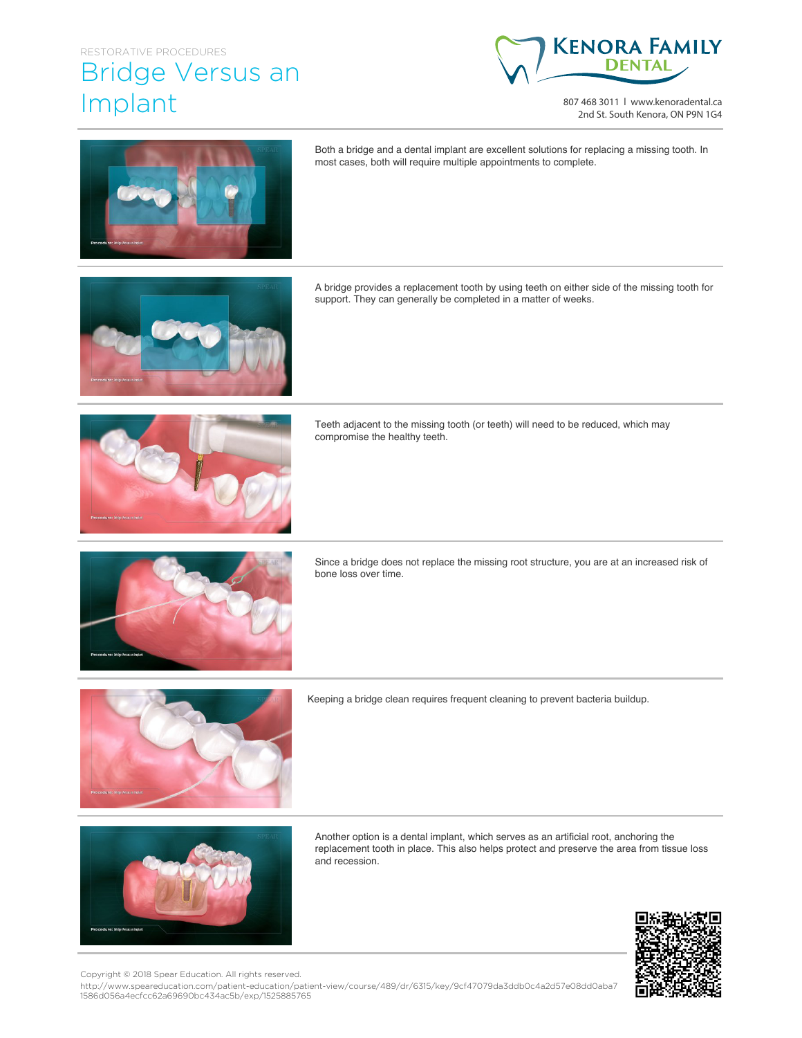RESTORATIVE PROCEDURES

# Bridge Versus an Implant

KENORA FAMILY DENTAL

807 468 3011 | www.kenoradental.ca
2nd St. South Kenora, ON P9N 1G4

Both a bridge and a dental implant are excellent solutions for replacing a missing tooth. In most cases, both will require multiple appointments to complete.

A bridge provides a replacement tooth by using teeth on either side of the missing tooth for support. They can generally be completed in a matter of weeks.

Teeth adjacent to the missing tooth (or teeth) will need to be reduced, which may compromise the healthy teeth.

Since a bridge does not replace the missing root structure, you are at an increased risk of bone loss over time.

Keeping a bridge clean requires frequent cleaning to prevent bacteria buildup.

Another option is a dental implant, which serves as an artificial root, anchoring the replacement tooth in place. This also helps protect and preserve the area from tissue loss and recession.

Copyright © 2018 Spear Education. All rights reserved.
http://www.speareducation.com/patient-education/patient-view/course/489/dr/6315/key/9cf47079da3ddb0c4a2d57e08dd0aba71586d056a4ecfcc62a69690bc434ac5b/exp/1525885765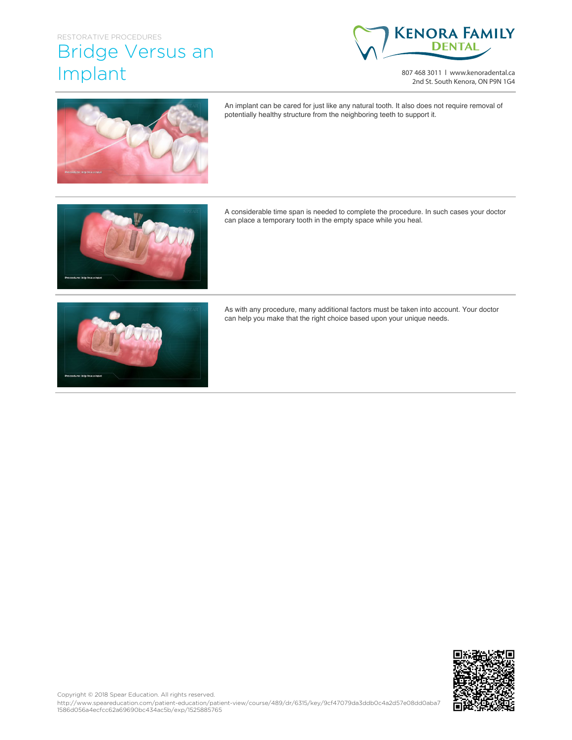RESTORATIVE PROCEDURES

# Bridge Versus an Implant

**KENORA FAMILY DENTAL**

807 468 3011 | www.kenoradental.ca
2nd St. South Kenora, ON P9N 1G4

An implant can be cared for just like any natural tooth. It also does not require removal of potentially healthy structure from the neighboring teeth to support it.

A considerable time span is needed to complete the procedure. In such cases your doctor can place a temporary tooth in the empty space while you heal.

As with any procedure, many additional factors must be taken into account. Your doctor can help you make that the right choice based upon your unique needs.

Copyright © 2018 Spear Education. All rights reserved.
http://www.speareducation.com/patient-education/patient-view/course/489/dr/6315/key/9cf47079da3ddb0c4a2d57e08dd0aba71586d056a4ecfcc62a69690bc434ac5b/exp/1525885765